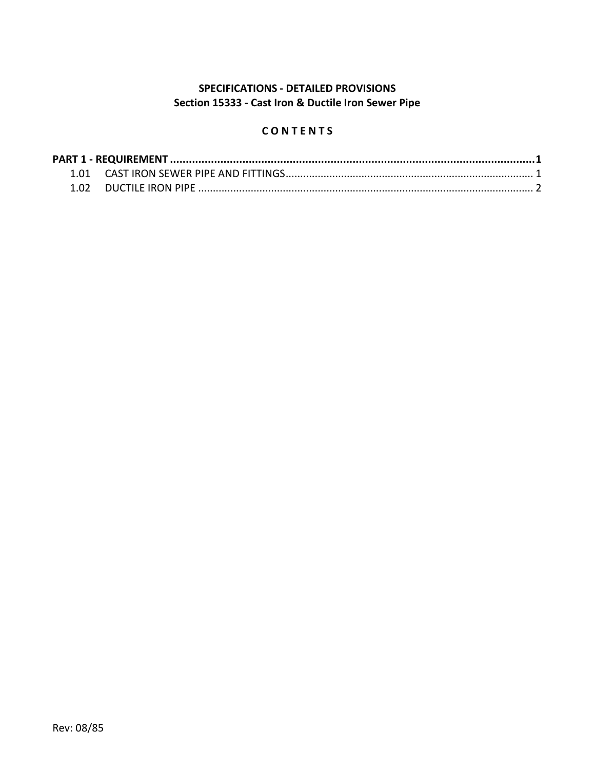**SPECIFICATIONS - DETAILED PROVISIONS**
**Section 15333 - Cast Iron & Ductile Iron Sewer Pipe**

**C O N T E N T S**

**PART 1 - REQUIREMENT ........................................................................................................................1**

1.01 CAST IRON SEWER PIPE AND FITTINGS........................................................................................ 1

1.02 DUCTILE IRON PIPE ....................................................................................................................... 2

Rev: 08/85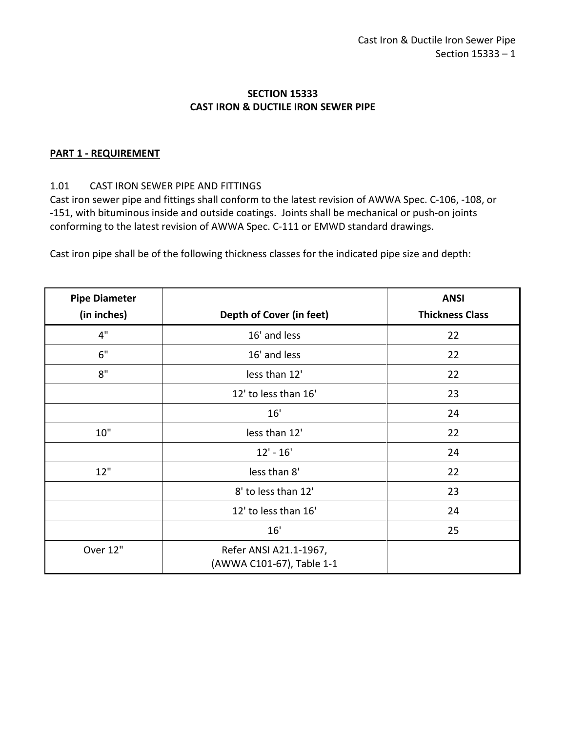## SECTION 15333
## CAST IRON & DUCTILE IRON SEWER PIPE

### PART 1 - REQUIREMENT

1.01 CAST IRON SEWER PIPE AND FITTINGS

Cast iron sewer pipe and fittings shall conform to the latest revision of AWWA Spec. C-106, -108, or -151, with bituminous inside and outside coatings. Joints shall be mechanical or push-on joints conforming to the latest revision of AWWA Spec. C-111 or EMWD standard drawings.

Cast iron pipe shall be of the following thickness classes for the indicated pipe size and depth:

| Pipe Diameter (in inches) | Depth of Cover (in feet) | ANSI Thickness Class |
|---|---|---|
| 4" | 16' and less | 22 |
| 6" | 16' and less | 22 |
| 8" | less than 12' | 22 |
| | 12' to less than 16' | 23 |
| | 16' | 24 |
| 10" | less than 12' | 22 |
| | 12' - 16' | 24 |
| 12" | less than 8' | 22 |
| | 8' to less than 12' | 23 |
| | 12' to less than 16' | 24 |
| | 16' | 25 |
| Over 12" | Refer ANSI A21.1-1967, (AWWA C101-67), Table 1-1 | |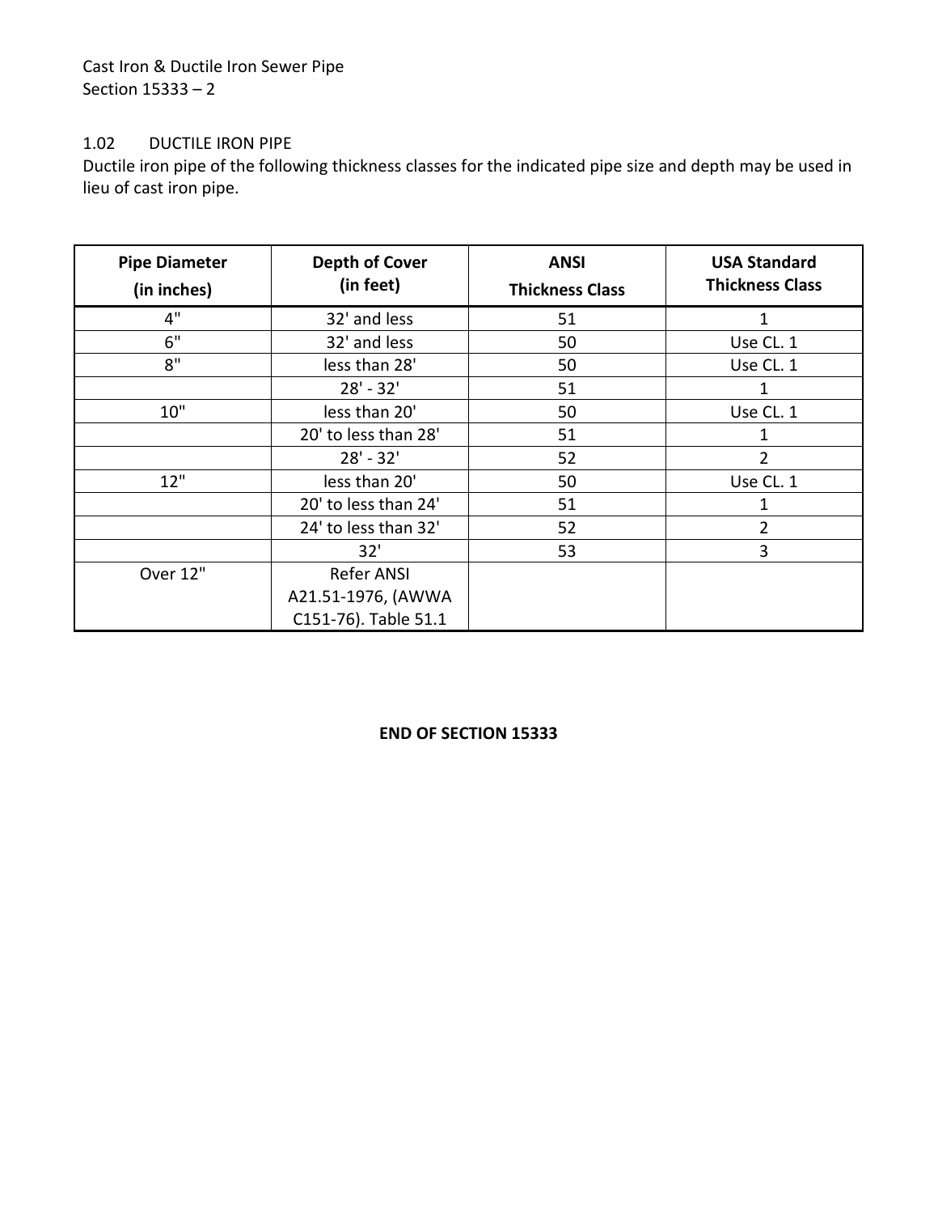## 1.02 DUCTILE IRON PIPE

Ductile iron pipe of the following thickness classes for the indicated pipe size and depth may be used in lieu of cast iron pipe.

| Pipe Diameter (in inches) | Depth of Cover (in feet) | ANSI Thickness Class | USA Standard Thickness Class |
|---|---|---|---|
| 4" | 32' and less | 51 | 1 |
| 6" | 32' and less | 50 | Use CL. 1 |
| 8" | less than 28' | 50 | Use CL. 1 |
| | 28' - 32' | 51 | 1 |
| 10" | less than 20' | 50 | Use CL. 1 |
| | 20' to less than 28' | 51 | 1 |
| | 28' - 32' | 52 | 2 |
| 12" | less than 20' | 50 | Use CL. 1 |
| | 20' to less than 24' | 51 | 1 |
| | 24' to less than 32' | 52 | 2 |
| | 32' | 53 | 3 |
| Over 12" | Refer ANSI A21.51-1976, (AWWA C151-76). Table 51.1 | | |

**END OF SECTION 15333**